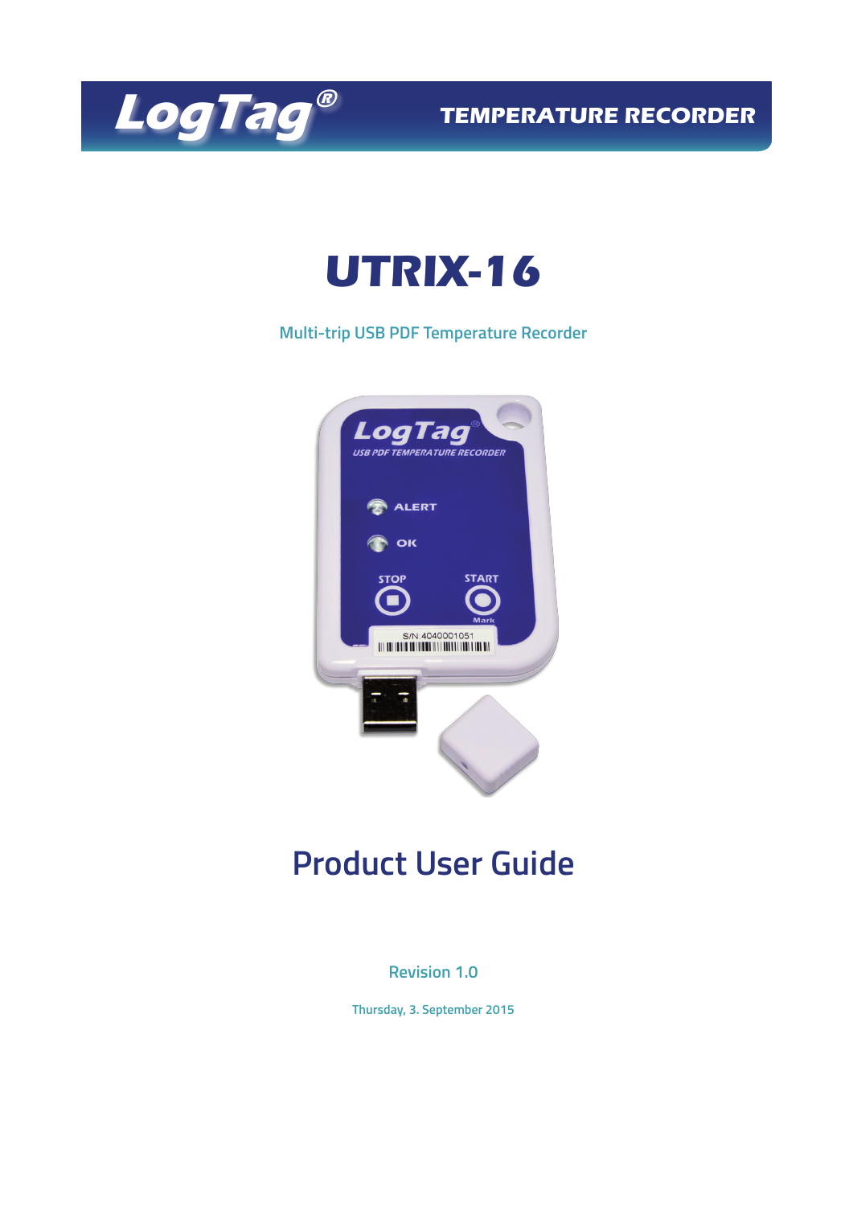LogTag® TEMPERATURE RECORDER

# UTRIX-16

Multi-trip USB PDF Temperature Recorder

# Product User Guide

Revision 1.0

Thursday, 3. September 2015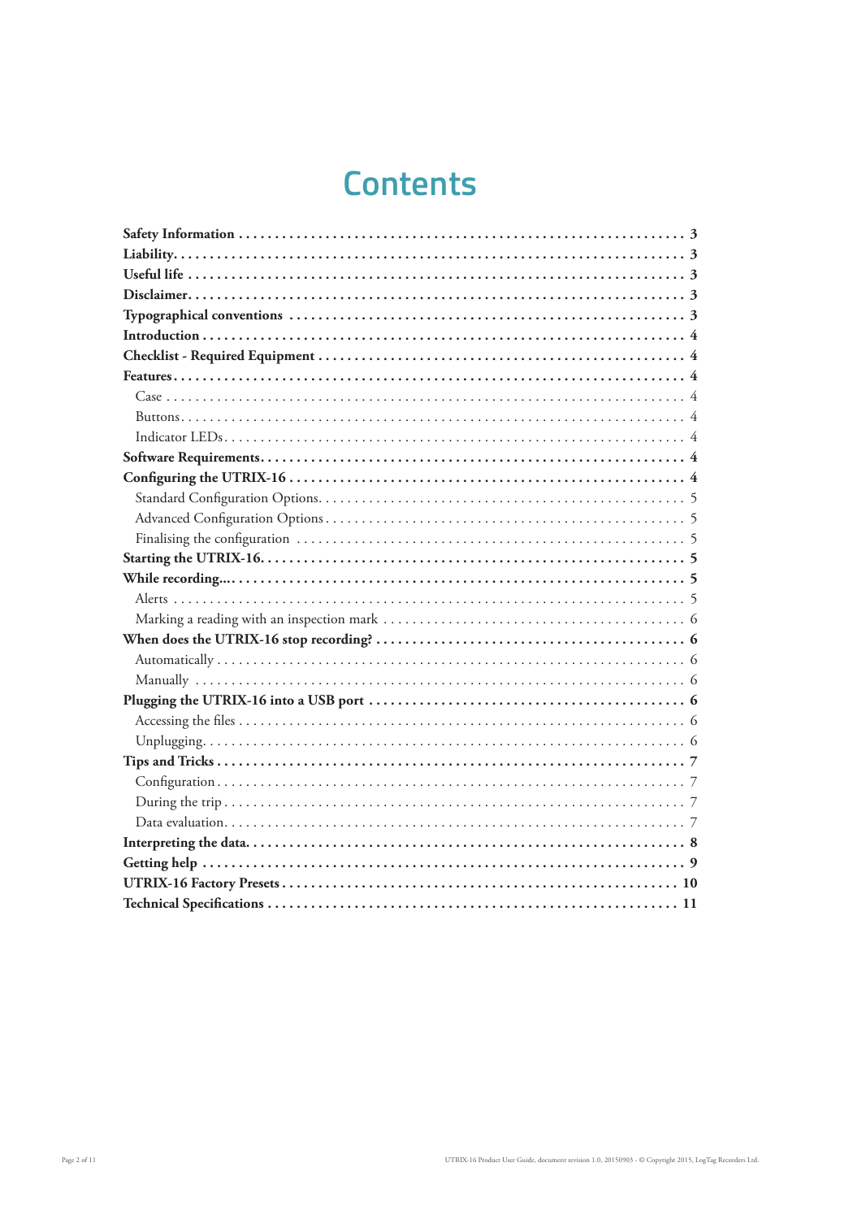# Contents

**Safety Information** . . . . . . . . . . . . . . . . . . . . . . . . . . . . . . . . . . . . . . . . . . . . . . . . . . . . . . . . . . . . **3**
**Liability** . . . . . . . . . . . . . . . . . . . . . . . . . . . . . . . . . . . . . . . . . . . . . . . . . . . . . . . . . . . . . . . . . . . . . **3**
**Useful life** . . . . . . . . . . . . . . . . . . . . . . . . . . . . . . . . . . . . . . . . . . . . . . . . . . . . . . . . . . . . . . . . . . **3**
**Disclaimer** . . . . . . . . . . . . . . . . . . . . . . . . . . . . . . . . . . . . . . . . . . . . . . . . . . . . . . . . . . . . . . . . . . **3**
**Typographical conventions** . . . . . . . . . . . . . . . . . . . . . . . . . . . . . . . . . . . . . . . . . . . . . . . . . . . . **3**
**Introduction** . . . . . . . . . . . . . . . . . . . . . . . . . . . . . . . . . . . . . . . . . . . . . . . . . . . . . . . . . . . . . . . . . **4**
**Checklist - Required Equipment** . . . . . . . . . . . . . . . . . . . . . . . . . . . . . . . . . . . . . . . . . . . . . . . **4**
**Features** . . . . . . . . . . . . . . . . . . . . . . . . . . . . . . . . . . . . . . . . . . . . . . . . . . . . . . . . . . . . . . . . . . . . **4**
Case . . . . . . . . . . . . . . . . . . . . . . . . . . . . . . . . . . . . . . . . . . . . . . . . . . . . . . . . . . . . . . . . . . . . . . 4
Buttons . . . . . . . . . . . . . . . . . . . . . . . . . . . . . . . . . . . . . . . . . . . . . . . . . . . . . . . . . . . . . . . . . . . . 4
Indicator LEDs . . . . . . . . . . . . . . . . . . . . . . . . . . . . . . . . . . . . . . . . . . . . . . . . . . . . . . . . . . . . . . . 4
**Software Requirements** . . . . . . . . . . . . . . . . . . . . . . . . . . . . . . . . . . . . . . . . . . . . . . . . . . . . . . . **4**
**Configuring the UTRIX-16** . . . . . . . . . . . . . . . . . . . . . . . . . . . . . . . . . . . . . . . . . . . . . . . . . . . . **4**
Standard Configuration Options . . . . . . . . . . . . . . . . . . . . . . . . . . . . . . . . . . . . . . . . . . . . . . . . . 5
Advanced Configuration Options . . . . . . . . . . . . . . . . . . . . . . . . . . . . . . . . . . . . . . . . . . . . . . . . 5
Finalising the configuration . . . . . . . . . . . . . . . . . . . . . . . . . . . . . . . . . . . . . . . . . . . . . . . . . . . . 5
**Starting the UTRIX-16** . . . . . . . . . . . . . . . . . . . . . . . . . . . . . . . . . . . . . . . . . . . . . . . . . . . . . . . . **5**
**While recording...** . . . . . . . . . . . . . . . . . . . . . . . . . . . . . . . . . . . . . . . . . . . . . . . . . . . . . . . . . . . . **5**
Alerts . . . . . . . . . . . . . . . . . . . . . . . . . . . . . . . . . . . . . . . . . . . . . . . . . . . . . . . . . . . . . . . . . . . . . . 5
Marking a reading with an inspection mark . . . . . . . . . . . . . . . . . . . . . . . . . . . . . . . . . . . . . . . . 6
**When does the UTRIX-16 stop recording?** . . . . . . . . . . . . . . . . . . . . . . . . . . . . . . . . . . . . . . . **6**
Automatically . . . . . . . . . . . . . . . . . . . . . . . . . . . . . . . . . . . . . . . . . . . . . . . . . . . . . . . . . . . . . . . . 6
Manually . . . . . . . . . . . . . . . . . . . . . . . . . . . . . . . . . . . . . . . . . . . . . . . . . . . . . . . . . . . . . . . . . . . 6
**Plugging the UTRIX-16 into a USB port** . . . . . . . . . . . . . . . . . . . . . . . . . . . . . . . . . . . . . . . . . **6**
Accessing the files . . . . . . . . . . . . . . . . . . . . . . . . . . . . . . . . . . . . . . . . . . . . . . . . . . . . . . . . . . . . 6
Unplugging . . . . . . . . . . . . . . . . . . . . . . . . . . . . . . . . . . . . . . . . . . . . . . . . . . . . . . . . . . . . . . . . . . 6
**Tips and Tricks** . . . . . . . . . . . . . . . . . . . . . . . . . . . . . . . . . . . . . . . . . . . . . . . . . . . . . . . . . . . . . . . **7**
Configuration . . . . . . . . . . . . . . . . . . . . . . . . . . . . . . . . . . . . . . . . . . . . . . . . . . . . . . . . . . . . . . . . 7
During the trip . . . . . . . . . . . . . . . . . . . . . . . . . . . . . . . . . . . . . . . . . . . . . . . . . . . . . . . . . . . . . . . 7
Data evaluation . . . . . . . . . . . . . . . . . . . . . . . . . . . . . . . . . . . . . . . . . . . . . . . . . . . . . . . . . . . . . . . 7
**Interpreting the data** . . . . . . . . . . . . . . . . . . . . . . . . . . . . . . . . . . . . . . . . . . . . . . . . . . . . . . . . . . **8**
**Getting help** . . . . . . . . . . . . . . . . . . . . . . . . . . . . . . . . . . . . . . . . . . . . . . . . . . . . . . . . . . . . . . . . . **9**
**UTRIX-16 Factory Presets** . . . . . . . . . . . . . . . . . . . . . . . . . . . . . . . . . . . . . . . . . . . . . . . . . . . . **10**
**Technical Specifications** . . . . . . . . . . . . . . . . . . . . . . . . . . . . . . . . . . . . . . . . . . . . . . . . . . . . . . **11**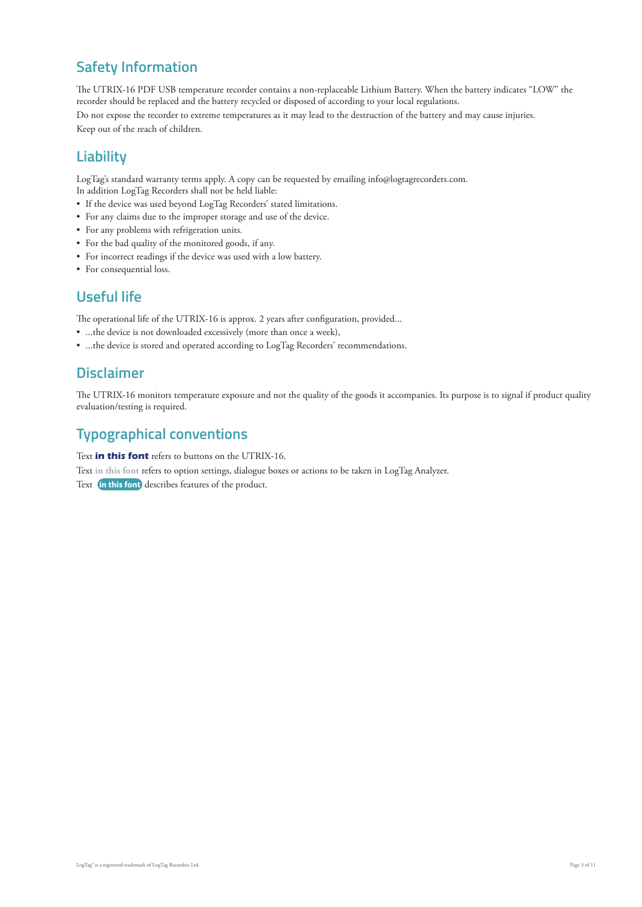## Safety Information

The UTRIX-16 PDF USB temperature recorder contains a non-replaceable Lithium Battery. When the battery indicates "LOW" the recorder should be replaced and the battery recycled or disposed of according to your local regulations.

Do not expose the recorder to extreme temperatures as it may lead to the destruction of the battery and may cause injuries.

Keep out of the reach of children.

## Liability

LogTag's standard warranty terms apply. A copy can be requested by emailing info@logtagrecorders.com.
In addition LogTag Recorders shall not be held liable:

- If the device was used beyond LogTag Recorders' stated limitations.
- For any claims due to the improper storage and use of the device.
- For any problems with refrigeration units.
- For the bad quality of the monitored goods, if any.
- For incorrect readings if the device was used with a low battery.
- For consequential loss.

## Useful life

The operational life of the UTRIX-16 is approx. 2 years after configuration, provided...

- ...the device is not downloaded excessively (more than once a week),
- ...the device is stored and operated according to LogTag Recorders' recommendations.

## Disclaimer

The UTRIX-16 monitors temperature exposure and not the quality of the goods it accompanies. Its purpose is to signal if product quality evaluation/testing is required.

## Typographical conventions

Text ***in this font*** refers to buttons on the UTRIX-16.

Text **in this font** refers to option settings, dialogue boxes or actions to be taken in LogTag Analyzer.

Text **in this font** describes features of the product.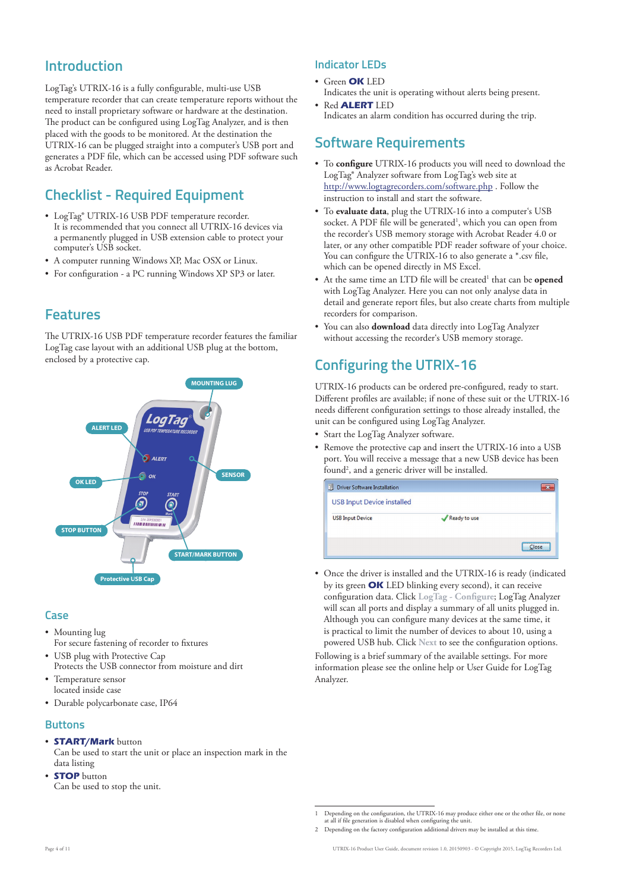## Introduction

LogTag's UTRIX-16 is a fully configurable, multi-use USB temperature recorder that can create temperature reports without the need to install proprietary software or hardware at the destination. The product can be configured using LogTag Analyzer, and is then placed with the goods to be monitored. At the destination the UTRIX-16 can be plugged straight into a computer's USB port and generates a PDF file, which can be accessed using PDF software such as Acrobat Reader.

## Checklist - Required Equipment

- LogTag® UTRIX-16 USB PDF temperature recorder.
  It is recommended that you connect all UTRIX-16 devices via a permanently plugged in USB extension cable to protect your computer's USB socket.
- A computer running Windows XP, Mac OSX or Linux.
- For configuration - a PC running Windows XP SP3 or later.

## Features

The UTRIX-16 USB PDF temperature recorder features the familiar LogTag case layout with an additional USB plug at the bottom, enclosed by a protective cap.

MOUNTING LUG
ALERT LED
OK LED
SENSOR
STOP BUTTON
START/MARK BUTTON
Protective USB Cap

### Case

- Mounting lug
  For secure fastening of recorder to fixtures
- USB plug with Protective Cap
  Protects the USB connector from moisture and dirt
- Temperature sensor
  located inside case
- Durable polycarbonate case, IP64

### Buttons

- **START/Mark** button
  Can be used to start the unit or place an inspection mark in the data listing
- **STOP** button
  Can be used to stop the unit.

### Indicator LEDs

- Green **OK** LED
  Indicates the unit is operating without alerts being present.
- Red **ALERT** LED
  Indicates an alarm condition has occurred during the trip.

## Software Requirements

- To **configure** UTRIX-16 products you will need to download the LogTag® Analyzer software from LogTag's web site at http://www.logtagrecorders.com/software.php . Follow the instruction to install and start the software.
- To **evaluate data**, plug the UTRIX-16 into a computer's USB socket. A PDF file will be generated[1], which you can open from the recorder's USB memory storage with Acrobat Reader 4.0 or later, or any other compatible PDF reader software of your choice. You can configure the UTRIX-16 to also generate a *.csv file, which can be opened directly in MS Excel.
- At the same time an LTD file will be created[1] that can be **opened** with LogTag Analyzer. Here you can not only analyse data in detail and generate report files, but also create charts from multiple recorders for comparison.
- You can also **download** data directly into LogTag Analyzer without accessing the recorder's USB memory storage.

## Configuring the UTRIX-16

UTRIX-16 products can be ordered pre-configured, ready to start. Different profiles are available; if none of these suit or the UTRIX-16 needs different configuration settings to those already installed, the unit can be configured using LogTag Analyzer.

- Start the LogTag Analyzer software.
- Remove the protective cap and insert the UTRIX-16 into a USB port. You will receive a message that a new USB device has been found[2], and a generic driver will be installed.

Driver Software Installation
USB Input Device installed
USB Input Device — Ready to use
Close

- Once the driver is installed and the UTRIX-16 is ready (indicated by its green **OK** LED blinking every second), it can receive configuration data. Click LogTag - Configure; LogTag Analyzer will scan all ports and display a summary of all units plugged in. Although you can configure many devices at the same time, it is practical to limit the number of devices to about 10, using a powered USB hub. Click Next to see the configuration options.

Following is a brief summary of the available settings. For more information please see the online help or User Guide for LogTag Analyzer.

---

1 Depending on the configuration, the UTRIX-16 may produce either one or the other file, or none at all if file generation is disabled when configuring the unit.

2 Depending on the factory configuration additional drivers may be installed at this time.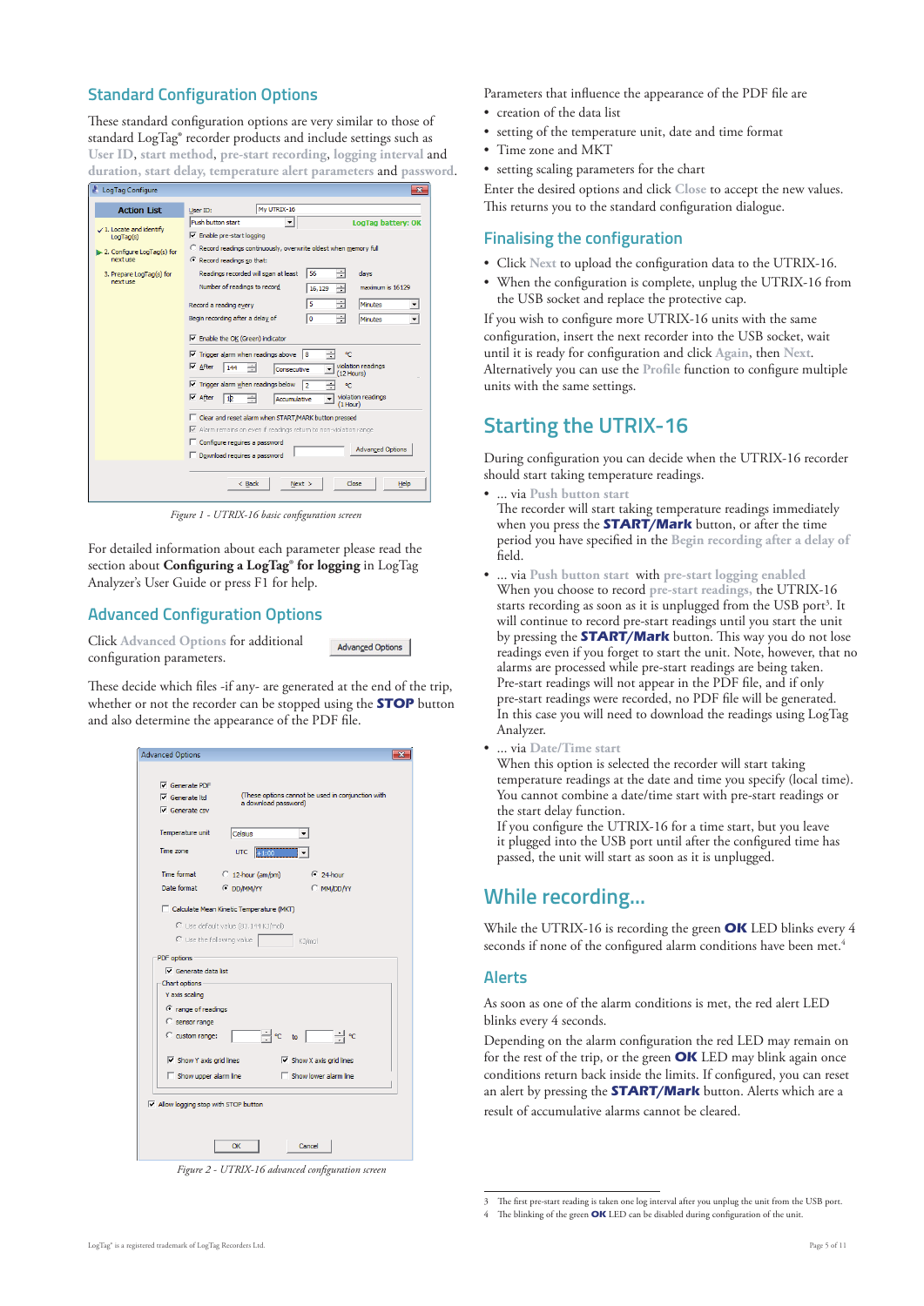## Standard Configuration Options

These standard configuration options are very similar to those of standard LogTag® recorder products and include settings such as User ID, start method, pre-start recording, logging interval and duration, start delay, temperature alert parameters and password.

Figure 1 - UTRIX-16 basic configuration screen

For detailed information about each parameter please read the section about **Configuring a LogTag® for logging** in LogTag Analyzer's User Guide or press F1 for help.

## Advanced Configuration Options

Click Advanced Options for additional configuration parameters.

These decide which files -if any- are generated at the end of the trip, whether or not the recorder can be stopped using the **STOP** button and also determine the appearance of the PDF file.

Figure 2 - UTRIX-16 advanced configuration screen

Parameters that influence the appearance of the PDF file are

- creation of the data list
- setting of the temperature unit, date and time format
- Time zone and MKT
- setting scaling parameters for the chart

Enter the desired options and click Close to accept the new values. This returns you to the standard configuration dialogue.

## Finalising the configuration

- Click Next to upload the configuration data to the UTRIX-16.
- When the configuration is complete, unplug the UTRIX-16 from the USB socket and replace the protective cap.

If you wish to configure more UTRIX-16 units with the same configuration, insert the next recorder into the USB socket, wait until it is ready for configuration and click Again, then Next. Alternatively you can use the Profile function to configure multiple units with the same settings.

# Starting the UTRIX-16

During configuration you can decide when the UTRIX-16 recorder should start taking temperature readings.

- ... via Push button start
  The recorder will start taking temperature readings immediately when you press the **START/Mark** button, or after the time period you have specified in the Begin recording after a delay of field.
- ... via Push button start with pre-start logging enabled
  When you choose to record pre-start readings, the UTRIX-16 starts recording as soon as it is unplugged from the USB port[3]. It will continue to record pre-start readings until you start the unit by pressing the **START/Mark** button. This way you do not lose readings even if you forget to start the unit. Note, however, that no alarms are processed while pre-start readings are being taken. Pre-start readings will not appear in the PDF file, and if only pre-start readings were recorded, no PDF file will be generated. In this case you will need to download the readings using LogTag Analyzer.
- ... via Date/Time start
  When this option is selected the recorder will start taking temperature readings at the date and time you specify (local time). You cannot combine a date/time start with pre-start readings or the start delay function.
  If you configure the UTRIX-16 for a time start, but you leave it plugged into the USB port until after the configured time has passed, the unit will start as soon as it is unplugged.

# While recording...

While the UTRIX-16 is recording the green **OK** LED blinks every 4 seconds if none of the configured alarm conditions have been met.[4]

## Alerts

As soon as one of the alarm conditions is met, the red alert LED blinks every 4 seconds.

Depending on the alarm configuration the red LED may remain on for the rest of the trip, or the green **OK** LED may blink again once conditions return back inside the limits. If configured, you can reset an alert by pressing the **START/Mark** button. Alerts which are a result of accumulative alarms cannot be cleared.

---

3 The first pre-start reading is taken one log interval after you unplug the unit from the USB port.
4 The blinking of the green **OK** LED can be disabled during configuration of the unit.

LogTag® is a registered trademark of LogTag Recorders Ltd.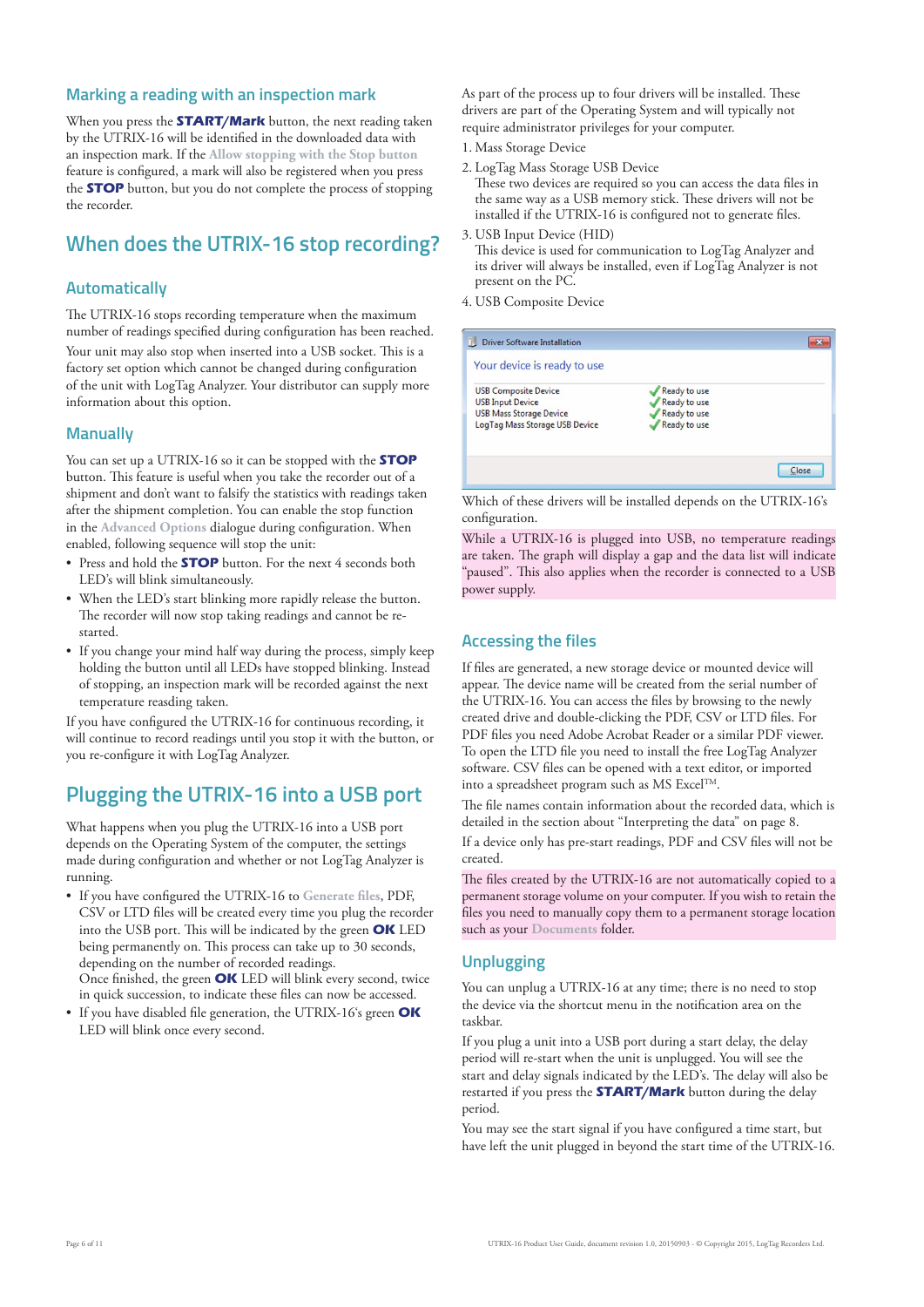### Marking a reading with an inspection mark

When you press the **START/Mark** button, the next reading taken by the UTRIX-16 will be identified in the downloaded data with an inspection mark. If the Allow stopping with the Stop button feature is configured, a mark will also be registered when you press the **STOP** button, but you do not complete the process of stopping the recorder.

## When does the UTRIX-16 stop recording?

### Automatically

The UTRIX-16 stops recording temperature when the maximum number of readings specified during configuration has been reached.

Your unit may also stop when inserted into a USB socket. This is a factory set option which cannot be changed during configuration of the unit with LogTag Analyzer. Your distributor can supply more information about this option.

### Manually

You can set up a UTRIX-16 so it can be stopped with the **STOP** button. This feature is useful when you take the recorder out of a shipment and don't want to falsify the statistics with readings taken after the shipment completion. You can enable the stop function in the Advanced Options dialogue during configuration. When enabled, following sequence will stop the unit:

- Press and hold the **STOP** button. For the next 4 seconds both LED's will blink simultaneously.
- When the LED's start blinking more rapidly release the button. The recorder will now stop taking readings and cannot be re-started.
- If you change your mind half way during the process, simply keep holding the button until all LEDs have stopped blinking. Instead of stopping, an inspection mark will be recorded against the next temperature reasding taken.

If you have configured the UTRIX-16 for continuous recording, it will continue to record readings until you stop it with the button, or you re-configure it with LogTag Analyzer.

## Plugging the UTRIX-16 into a USB port

What happens when you plug the UTRIX-16 into a USB port depends on the Operating System of the computer, the settings made during configuration and whether or not LogTag Analyzer is running.

- If you have configured the UTRIX-16 to Generate files, PDF, CSV or LTD files will be created every time you plug the recorder into the USB port. This will be indicated by the green **OK** LED being permanently on. This process can take up to 30 seconds, depending on the number of recorded readings.
  Once finished, the green **OK** LED will blink every second, twice in quick succession, to indicate these files can now be accessed.
- If you have disabled file generation, the UTRIX-16's green **OK** LED will blink once every second.

As part of the process up to four drivers will be installed. These drivers are part of the Operating System and will typically not require administrator privileges for your computer.

1. Mass Storage Device
2. LogTag Mass Storage USB Device
   These two devices are required so you can access the data files in the same way as a USB memory stick. These drivers will not be installed if the UTRIX-16 is configured not to generate files.
3. USB Input Device (HID)
   This device is used for communication to LogTag Analyzer and its driver will always be installed, even if LogTag Analyzer is not present on the PC.
4. USB Composite Device

Driver Software Installation

Your device is ready to use

| | |
|---|---|
| USB Composite Device | Ready to use |
| USB Input Device | Ready to use |
| USB Mass Storage Device | Ready to use |
| LogTag Mass Storage USB Device | Ready to use |

Close

Which of these drivers will be installed depends on the UTRIX-16's configuration.

While a UTRIX-16 is plugged into USB, no temperature readings are taken. The graph will display a gap and the data list will indicate "paused". This also applies when the recorder is connected to a USB power supply.

### Accessing the files

If files are generated, a new storage device or mounted device will appear. The device name will be created from the serial number of the UTRIX-16. You can access the files by browsing to the newly created drive and double-clicking the PDF, CSV or LTD files. For PDF files you need Adobe Acrobat Reader or a similar PDF viewer. To open the LTD file you need to install the free LogTag Analyzer software. CSV files can be opened with a text editor, or imported into a spreadsheet program such as MS Excel™.

The file names contain information about the recorded data, which is detailed in the section about "Interpreting the data" on page 8.

If a device only has pre-start readings, PDF and CSV files will not be created.

The files created by the UTRIX-16 are not automatically copied to a permanent storage volume on your computer. If you wish to retain the files you need to manually copy them to a permanent storage location such as your Documents folder.

### Unplugging

You can unplug a UTRIX-16 at any time; there is no need to stop the device via the shortcut menu in the notification area on the taskbar.

If you plug a unit into a USB port during a start delay, the delay period will re-start when the unit is unplugged. You will see the start and delay signals indicated by the LED's. The delay will also be restarted if you press the **START/Mark** button during the delay period.

You may see the start signal if you have configured a time start, but have left the unit plugged in beyond the start time of the UTRIX-16.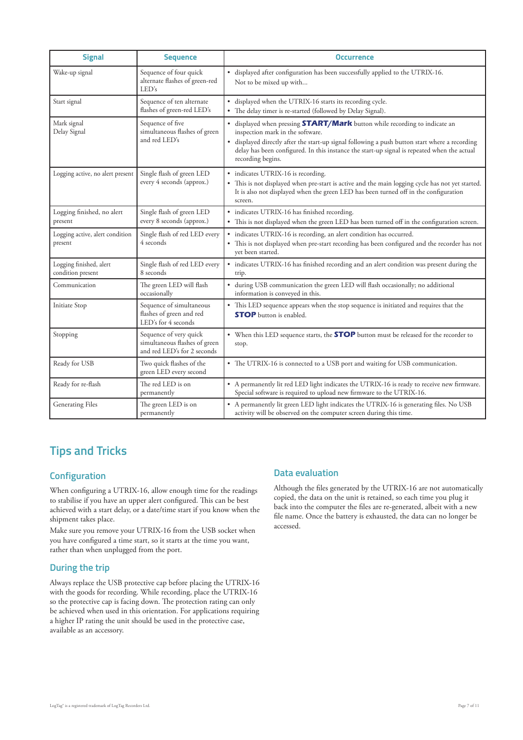| Signal | Sequence | Occurrence |
|---|---|---|
| Wake-up signal | Sequence of four quick alternate flashes of green-red LED's | • displayed after configuration has been successfully applied to the UTRIX-16. Not to be mixed up with... |
| Start signal | Sequence of ten alternate flashes of green-red LED's | • displayed when the UTRIX-16 starts its recording cycle.<br>• The delay timer is re-started (followed by Delay Signal). |
| Mark signal<br>Delay Signal | Sequence of five simultaneous flashes of green and red LED's | • displayed when pressing **START/Mark** button while recording to indicate an inspection mark in the software.<br>• displayed directly after the start-up signal following a push button start where a recording delay has been configured. In this instance the start-up signal is repeated when the actual recording begins. |
| Logging active, no alert present | Single flash of green LED every 4 seconds (approx.) | • indicates UTRIX-16 is recording.<br>• This is not displayed when pre-start is active and the main logging cycle has not yet started. It is also not displayed when the green LED has been turned off in the configuration screen. |
| Logging finished, no alert present | Single flash of green LED every 8 seconds (approx.) | • indicates UTRIX-16 has finished recording.<br>• This is not displayed when the green LED has been turned off in the configuration screen. |
| Logging active, alert condition present | Single flash of red LED every 4 seconds | • indicates UTRIX-16 is recording, an alert condition has occurred.<br>• This is not displayed when pre-start recording has been configured and the recorder has not yet started. |
| Logging finished, alert condition present | Single flash of red LED every 8 seconds | • indicates UTRIX-16 has finished recording and an alert condition was present during the trip. |
| Communication | The green LED will flash occasionally | • during USB communication the green LED will flash occasionally; no additional information is conveyed in this. |
| Initiate Stop | Sequence of simultaneous flashes of green and red LED's for 4 seconds | • This LED sequence appears when the stop sequence is initiated and requires that the **STOP** button is enabled. |
| Stopping | Sequence of very quick simultaneous flashes of green and red LED's for 2 seconds | • When this LED sequence starts, the **STOP** button must be released for the recorder to stop. |
| Ready for USB | Two quick flashes of the green LED every second | • The UTRIX-16 is connected to a USB port and waiting for USB communication. |
| Ready for re-flash | The red LED is on permanently | • A permanently lit red LED light indicates the UTRIX-16 is ready to receive new firmware. Special software is required to upload new firmware to the UTRIX-16. |
| Generating Files | The green LED is on permanently | • A permanently lit green LED light indicates the UTRIX-16 is generating files. No USB activity will be observed on the computer screen during this time. |

# Tips and Tricks

## Configuration

When configuring a UTRIX-16, allow enough time for the readings to stabilise if you have an upper alert configured. This can be best achieved with a start delay, or a date/time start if you know when the shipment takes place.

Make sure you remove your UTRIX-16 from the USB socket when you have configured a time start, so it starts at the time you want, rather than when unplugged from the port.

## During the trip

Always replace the USB protective cap before placing the UTRIX-16 with the goods for recording. While recording, place the UTRIX-16 so the protective cap is facing down. The protection rating can only be achieved when used in this orientation. For applications requiring a higher IP rating the unit should be used in the protective case, available as an accessory.

## Data evaluation

Although the files generated by the UTRIX-16 are not automatically copied, the data on the unit is retained, so each time you plug it back into the computer the files are re-generated, albeit with a new file name. Once the battery is exhausted, the data can no longer be accessed.

LogTag® is a registered trademark of LogTag Recorders Ltd.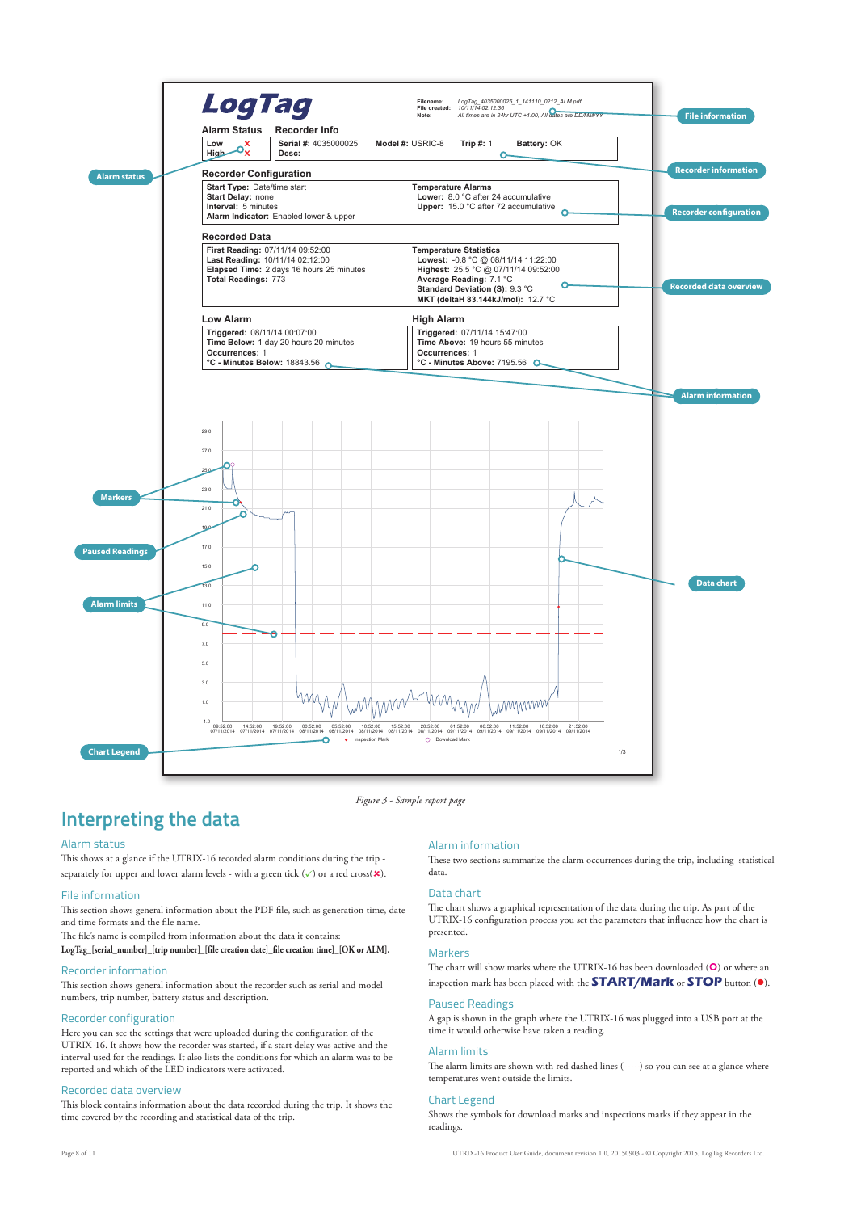LogTag

Filename: LogTag_4035000025_1_141110_0212_ALM.pdf
File created: 10/11/14 02:12:36
Note: All times are in 24hr UTC +1:00, All dates are DD/MM/YY

File information

Alarm Status
Low ✗
High ✗

Alarm status

Recorder Info
Serial #: 4035000025 Model #: USRIC-8 Trip #: 1 Battery: OK
Desc:

Recorder information

Recorder Configuration
Start Type: Date/time start
Start Delay: none
Interval: 5 minutes
Alarm Indicator: Enabled lower & upper

Temperature Alarms
Lower: 8.0 °C after 24 accumulative
Upper: 15.0 °C after 72 accumulative

Recorder configuration

Recorded Data
First Reading: 07/11/14 09:52:00
Last Reading: 10/11/14 02:12:00
Elapsed Time: 2 days 16 hours 25 minutes
Total Readings: 773

Temperature Statistics
Lowest: -0.8 °C @ 08/11/14 11:22:00
Highest: 25.5 °C @ 07/11/14 09:52:00
Average Reading: 7.1 °C
Standard Deviation (S): 9.3 °C
MKT (deltaH 83.144kJ/mol): 12.7 °C

Recorded data overview

Low Alarm
Triggered: 08/11/14 00:07:00
Time Below: 1 day 20 hours 20 minutes
Occurrences: 1
°C - Minutes Below: 18843.56

High Alarm
Triggered: 07/11/14 15:47:00
Time Above: 19 hours 55 minutes
Occurrences: 1
°C - Minutes Above: 7195.56

Alarm information

Markers

Paused Readings

Alarm limits

Data chart

Chart Legend

◆ Inspection Mark ○ Download Mark

*Figure 3 - Sample report page*

## Interpreting the data

### Alarm status

This shows at a glance if the UTRIX-16 recorded alarm conditions during the trip - separately for upper and lower alarm levels - with a green tick (✓) or a red cross(✗).

### File information

This section shows general information about the PDF file, such as generation time, date and time formats and the file name.

The file's name is compiled from information about the data it contains:

**LogTag_[serial_number]_[trip number]_[file creation date]_file creation time]_[OK or ALM].**

### Recorder information

This section shows general information about the recorder such as serial and model numbers, trip number, battery status and description.

### Recorder configuration

Here you can see the settings that were uploaded during the configuration of the UTRIX-16. It shows how the recorder was started, if a start delay was active and the interval used for the readings. It also lists the conditions for which an alarm was to be reported and which of the LED indicators were activated.

### Recorded data overview

This block contains information about the data recorded during the trip. It shows the time covered by the recording and statistical data of the trip.

### Alarm information

These two sections summarize the alarm occurrences during the trip, including statistical data.

### Data chart

The chart shows a graphical representation of the data during the trip. As part of the UTRIX-16 configuration process you set the parameters that influence how the chart is presented.

### Markers

The chart will show marks where the UTRIX-16 has been downloaded (○) or where an inspection mark has been placed with the **START/Mark** or **STOP** button (●).

### Paused Readings

A gap is shown in the graph where the UTRIX-16 was plugged into a USB port at the time it would otherwise have taken a reading.

### Alarm limits

The alarm limits are shown with red dashed lines (-----) so you can see at a glance where temperatures went outside the limits.

### Chart Legend

Shows the symbols for download marks and inspections marks if they appear in the readings.

UTRIX-16 Product User Guide, document revision 1.0, 20150903 - © Copyright 2015, LogTag Recorders Ltd.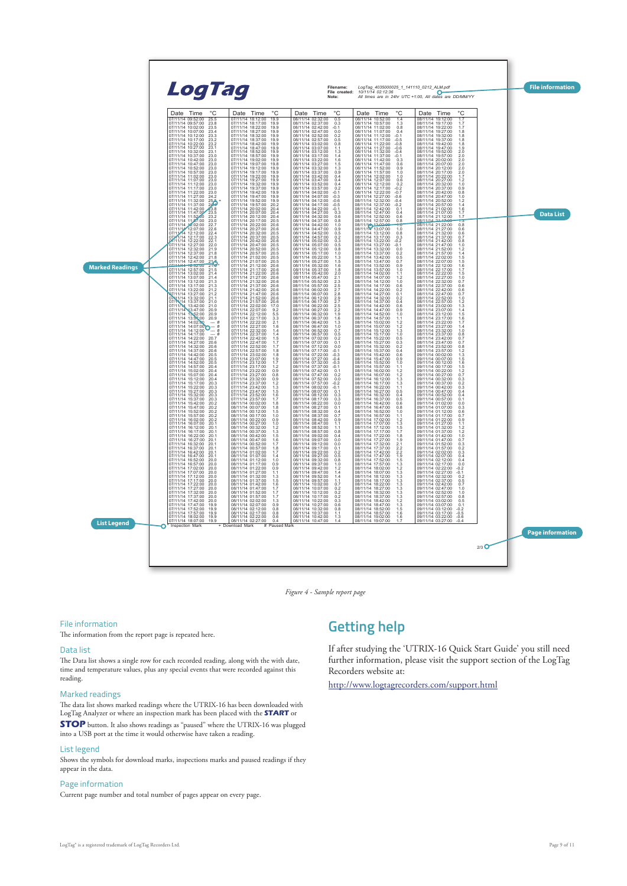*Figure 4 - Sample report page*

### File information

The information from the report page is repeated here.

### Data list

The Data list shows a single row for each recorded reading, along with the with date, time and temperature values, plus any special events that were recorded against this reading.

### Marked readings

The data list shows marked readings where the UTRIX-16 has been downloaded with LogTag Analyzer or where an inspection mark has been placed with the **START** or **STOP** button. It also shows readings as "paused" where the UTRIX-16 was plugged into a USB port at the time it would otherwise have taken a reading.

### List legend

Shows the symbols for download marks, inspections marks and paused readings if they appear in the data.

### Page information

Current page number and total number of pages appear on every page.

## Getting help

If after studying the 'UTRIX-16 Quick Start Guide' you still need further information, please visit the support section of the LogTag Recorders website at:

http://www.logtagrecorders.com/support.html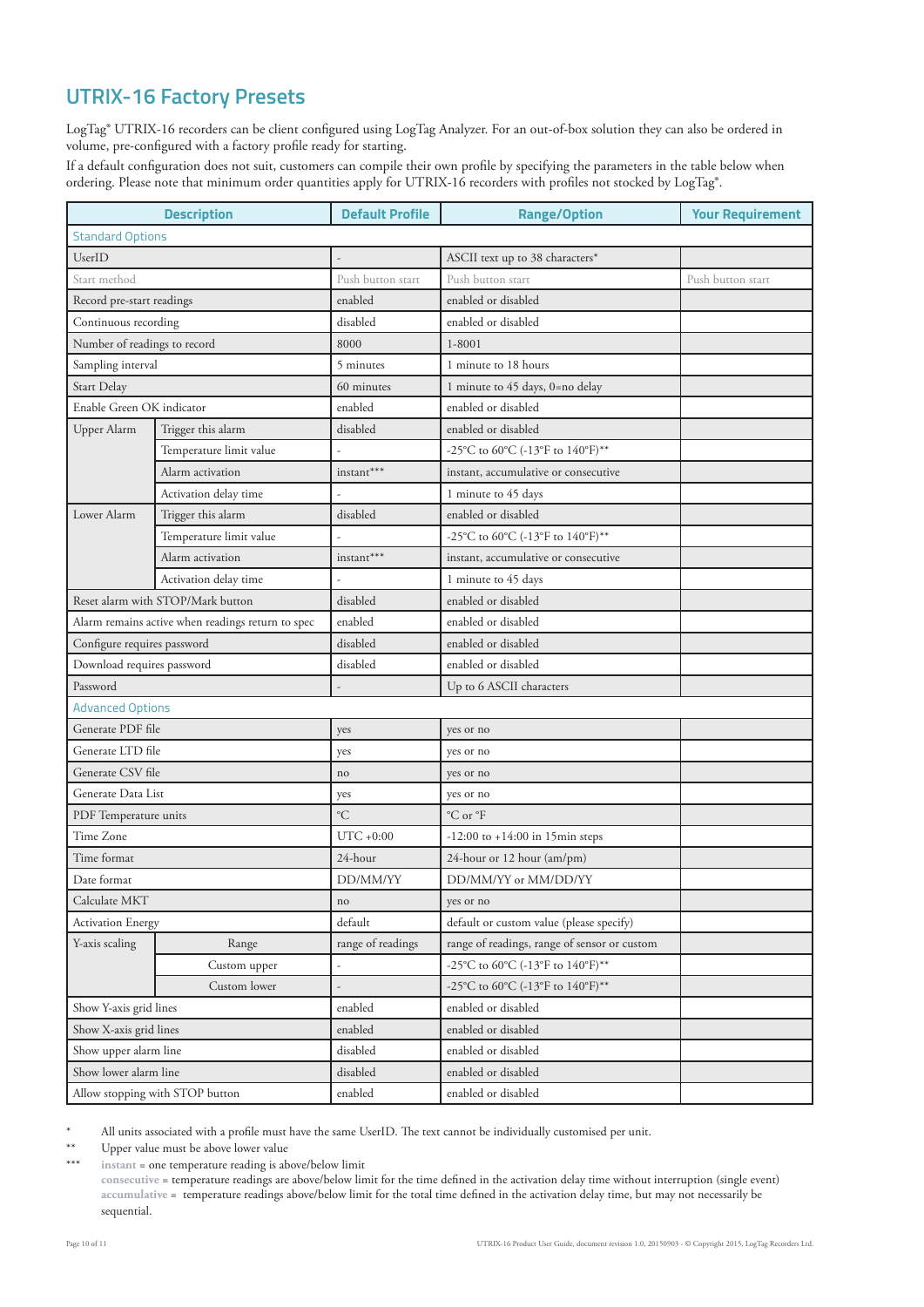# UTRIX-16 Factory Presets

LogTag® UTRIX-16 recorders can be client configured using LogTag Analyzer. For an out-of-box solution they can also be ordered in volume, pre-configured with a factory profile ready for starting.

If a default configuration does not suit, customers can compile their own profile by specifying the parameters in the table below when ordering. Please note that minimum order quantities apply for UTRIX-16 recorders with profiles not stocked by LogTag®.

| Description | | Default Profile | Range/Option | Your Requirement |
|---|---|---|---|---|
| **Standard Options** | | | | |
| UserID | | - | ASCII text up to 38 characters* | |
| Start method | | Push button start | Push button start | Push button start |
| Record pre-start readings | | enabled | enabled or disabled | |
| Continuous recording | | disabled | enabled or disabled | |
| Number of readings to record | | 8000 | 1-8001 | |
| Sampling interval | | 5 minutes | 1 minute to 18 hours | |
| Start Delay | | 60 minutes | 1 minute to 45 days, 0=no delay | |
| Enable Green OK indicator | | enabled | enabled or disabled | |
| Upper Alarm | Trigger this alarm | disabled | enabled or disabled | |
| | Temperature limit value | - | -25°C to 60°C (-13°F to 140°F)** | |
| | Alarm activation | instant*** | instant, accumulative or consecutive | |
| | Activation delay time | - | 1 minute to 45 days | |
| Lower Alarm | Trigger this alarm | disabled | enabled or disabled | |
| | Temperature limit value | - | -25°C to 60°C (-13°F to 140°F)** | |
| | Alarm activation | instant*** | instant, accumulative or consecutive | |
| | Activation delay time | - | 1 minute to 45 days | |
| Reset alarm with STOP/Mark button | | disabled | enabled or disabled | |
| Alarm remains active when readings return to spec | | enabled | enabled or disabled | |
| Configure requires password | | disabled | enabled or disabled | |
| Download requires password | | disabled | enabled or disabled | |
| Password | | - | Up to 6 ASCII characters | |
| **Advanced Options** | | | | |
| Generate PDF file | | yes | yes or no | |
| Generate LTD file | | yes | yes or no | |
| Generate CSV file | | no | yes or no | |
| Generate Data List | | yes | yes or no | |
| PDF Temperature units | | °C | °C or °F | |
| Time Zone | | UTC +0:00 | -12:00 to +14:00 in 15min steps | |
| Time format | | 24-hour | 24-hour or 12 hour (am/pm) | |
| Date format | | DD/MM/YY | DD/MM/YY or MM/DD/YY | |
| Calculate MKT | | no | yes or no | |
| Activation Energy | | default | default or custom value (please specify) | |
| Y-axis scaling | Range | range of readings | range of readings, range of sensor or custom | |
| | Custom upper | - | -25°C to 60°C (-13°F to 140°F)** | |
| | Custom lower | - | -25°C to 60°C (-13°F to 140°F)** | |
| Show Y-axis grid lines | | enabled | enabled or disabled | |
| Show X-axis grid lines | | enabled | enabled or disabled | |
| Show upper alarm line | | disabled | enabled or disabled | |
| Show lower alarm line | | disabled | enabled or disabled | |
| Allow stopping with STOP button | | enabled | enabled or disabled | |

\* All units associated with a profile must have the same UserID. The text cannot be individually customised per unit.

\** Upper value must be above lower value

\*** instant = one temperature reading is above/below limit
consecutive = temperature readings are above/below limit for the time defined in the activation delay time without interruption (single event)
accumulative = temperature readings above/below limit for the total time defined in the activation delay time, but may not necessarily be sequential.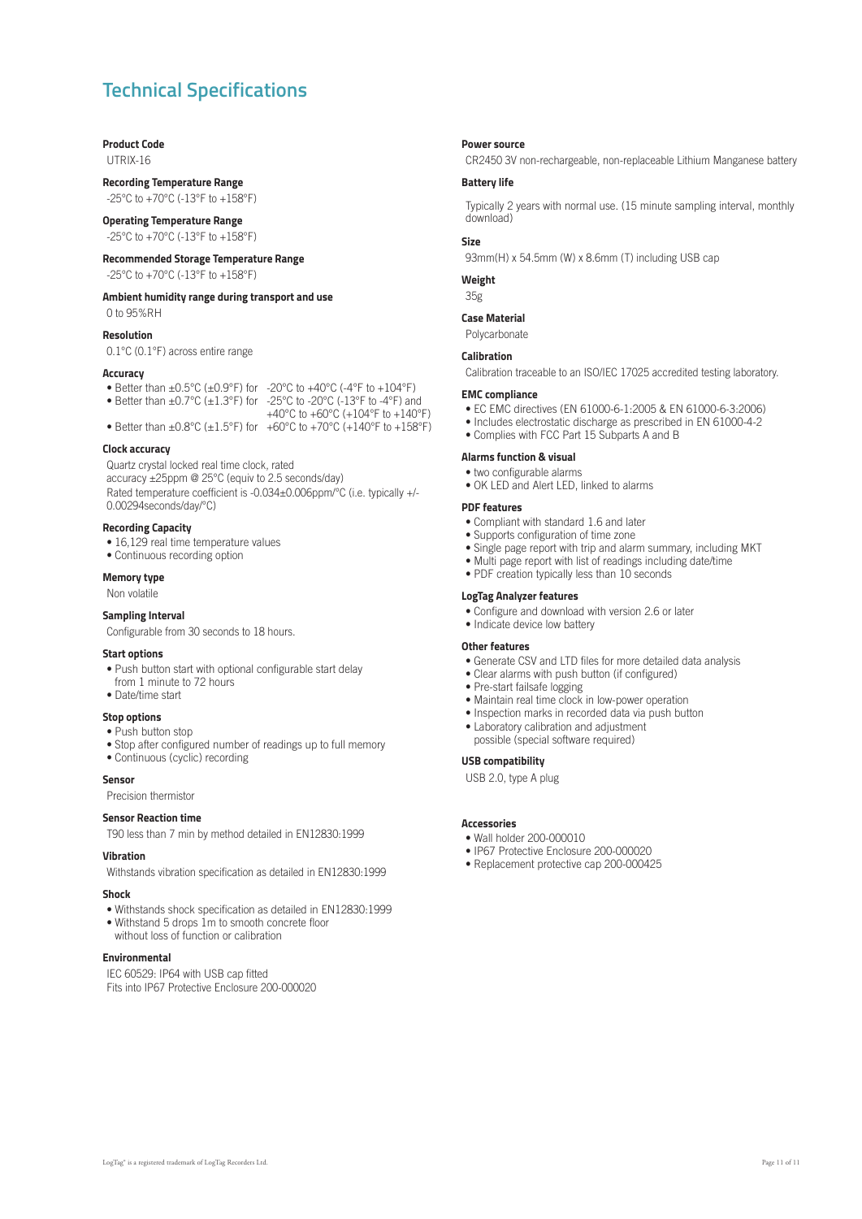# Technical Specifications

**Product Code**
UTRIX-16

**Recording Temperature Range**
-25°C to +70°C (-13°F to +158°F)

**Operating Temperature Range**
-25°C to +70°C (-13°F to +158°F)

**Recommended Storage Temperature Range**
-25°C to +70°C (-13°F to +158°F)

**Ambient humidity range during transport and use**
0 to 95%RH

**Resolution**
0.1°C (0.1°F) across entire range

**Accuracy**
- Better than ±0.5°C (±0.9°F) for -20°C to +40°C (-4°F to +104°F)
- Better than ±0.7°C (±1.3°F) for -25°C to -20°C (-13°F to -4°F) and +40°C to +60°C (+104°F to +140°F)
- Better than ±0.8°C (±1.5°F) for +60°C to +70°C (+140°F to +158°F)

**Clock accuracy**
Quartz crystal locked real time clock, rated accuracy ±25ppm @ 25°C (equiv to 2.5 seconds/day)
Rated temperature coefficient is -0.034±0.006ppm/°C (i.e. typically +/- 0.00294seconds/day/°C)

**Recording Capacity**
- 16,129 real time temperature values
- Continuous recording option

**Memory type**
Non volatile

**Sampling Interval**
Configurable from 30 seconds to 18 hours.

**Start options**
- Push button start with optional configurable start delay from 1 minute to 72 hours
- Date/time start

**Stop options**
- Push button stop
- Stop after configured number of readings up to full memory
- Continuous (cyclic) recording

**Sensor**
Precision thermistor

**Sensor Reaction time**
T90 less than 7 min by method detailed in EN12830:1999

**Vibration**
Withstands vibration specification as detailed in EN12830:1999

**Shock**
- Withstands shock specification as detailed in EN12830:1999
- Withstand 5 drops 1m to smooth concrete floor without loss of function or calibration

**Environmental**
IEC 60529: IP64 with USB cap fitted
Fits into IP67 Protective Enclosure 200-000020

**Power source**
CR2450 3V non-rechargeable, non-replaceable Lithium Manganese battery

**Battery life**
Typically 2 years with normal use. (15 minute sampling interval, monthly download)

**Size**
93mm(H) x 54.5mm (W) x 8.6mm (T) including USB cap

**Weight**
35g

**Case Material**
Polycarbonate

**Calibration**
Calibration traceable to an ISO/IEC 17025 accredited testing laboratory.

**EMC compliance**
- EC EMC directives (EN 61000-6-1:2005 & EN 61000-6-3:2006)
- Includes electrostatic discharge as prescribed in EN 61000-4-2
- Complies with FCC Part 15 Subparts A and B

**Alarms function & visual**
- two configurable alarms
- OK LED and Alert LED, linked to alarms

**PDF features**
- Compliant with standard 1.6 and later
- Supports configuration of time zone
- Single page report with trip and alarm summary, including MKT
- Multi page report with list of readings including date/time
- PDF creation typically less than 10 seconds

**LogTag Analyzer features**
- Configure and download with version 2.6 or later
- Indicate device low battery

**Other features**
- Generate CSV and LTD files for more detailed data analysis
- Clear alarms with push button (if configured)
- Pre-start failsafe logging
- Maintain real time clock in low-power operation
- Inspection marks in recorded data via push button
- Laboratory calibration and adjustment possible (special software required)

**USB compatibility**
USB 2.0, type A plug

**Accessories**
- Wall holder 200-000010
- IP67 Protective Enclosure 200-000020
- Replacement protective cap 200-000425

LogTag® is a registered trademark of LogTag Recorders Ltd.